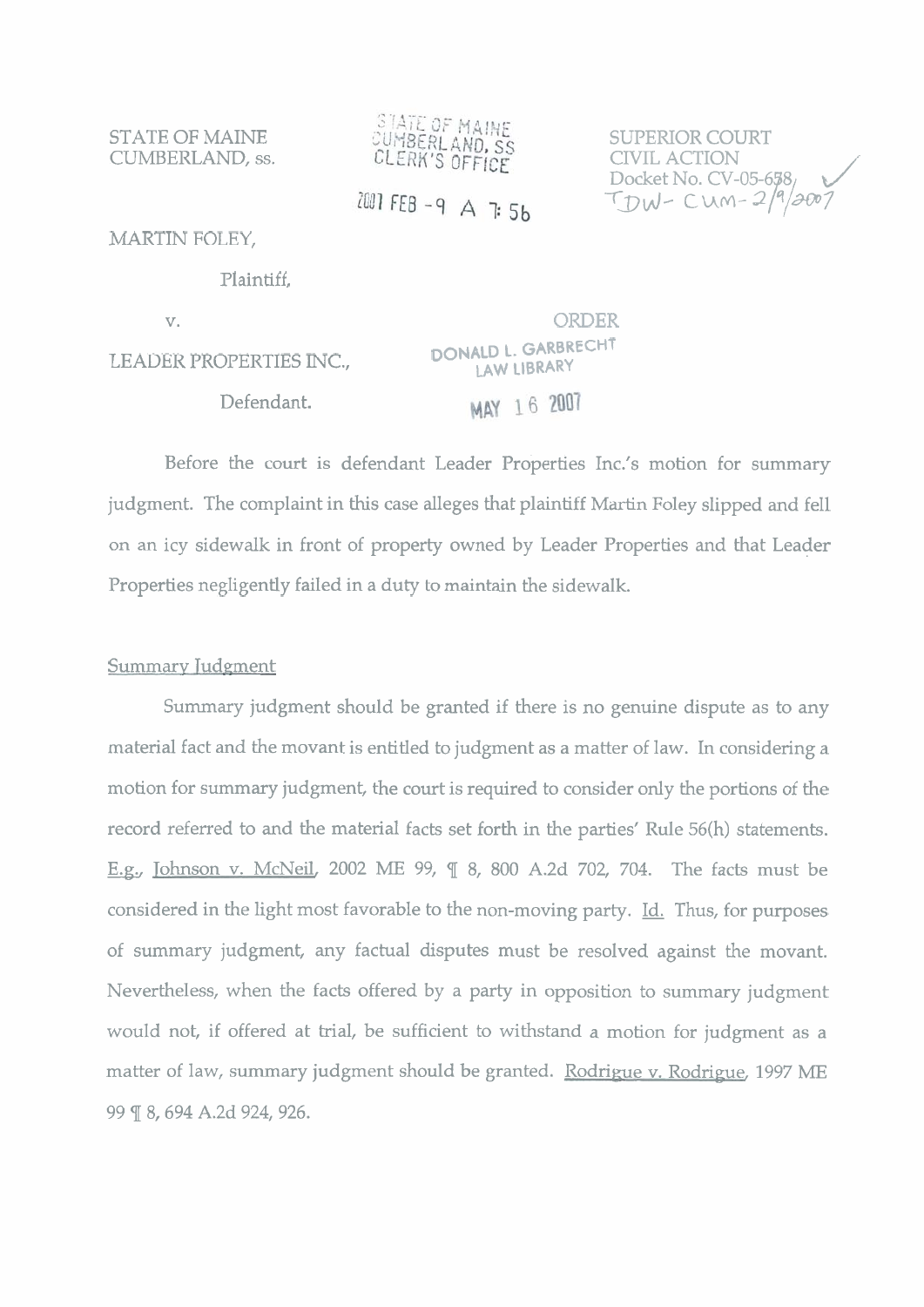STATE OF MAINE
CUMBERLAND, ss.

STATE OF MAINE
CUMBERLAND, SS
CLERK'S OFFICE

2007 FEB -9 A 7:56

SUPERIOR COURT
CIVIL ACTION
Docket No. CV-05-658
TDW- CUM- 2/9/2007

MARTIN FOLEY,

Plaintiff,

v.

LEADER PROPERTIES INC.,

Defendant.

ORDER

DONALD L. GARBRECHT
LAW LIBRARY

MAY 16 2007

Before the court is defendant Leader Properties Inc.'s motion for summary judgment. The complaint in this case alleges that plaintiff Martin Foley slipped and fell on an icy sidewalk in front of property owned by Leader Properties and that Leader Properties negligently failed in a duty to maintain the sidewalk.

## Summary Judgment

Summary judgment should be granted if there is no genuine dispute as to any material fact and the movant is entitled to judgment as a matter of law. In considering a motion for summary judgment, the court is required to consider only the portions of the record referred to and the material facts set forth in the parties' Rule 56(h) statements. E.g., Johnson v. McNeil, 2002 ME 99, ¶ 8, 800 A.2d 702, 704. The facts must be considered in the light most favorable to the non-moving party. Id. Thus, for purposes of summary judgment, any factual disputes must be resolved against the movant. Nevertheless, when the facts offered by a party in opposition to summary judgment would not, if offered at trial, be sufficient to withstand a motion for judgment as a matter of law, summary judgment should be granted. Rodrigue v. Rodrigue, 1997 ME 99 ¶ 8, 694 A.2d 924, 926.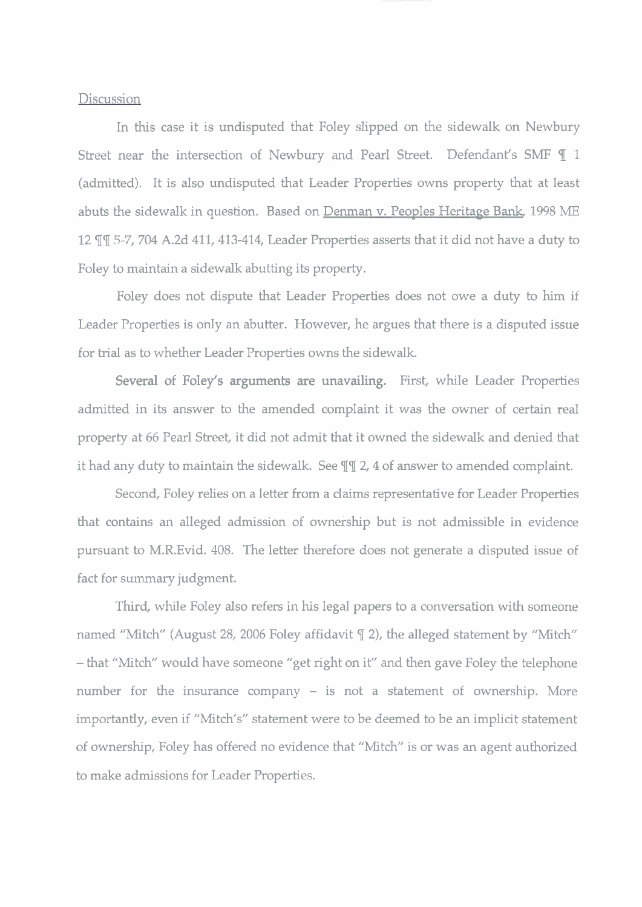Discussion

In this case it is undisputed that Foley slipped on the sidewalk on Newbury Street near the intersection of Newbury and Pearl Street. Defendant's SMF ¶ 1 (admitted). It is also undisputed that Leader Properties owns property that at least abuts the sidewalk in question. Based on Denman v. Peoples Heritage Bank, 1998 ME 12 ¶¶ 5-7, 704 A.2d 411, 413-414, Leader Properties asserts that it did not have a duty to Foley to maintain a sidewalk abutting its property.

Foley does not dispute that Leader Properties does not owe a duty to him if Leader Properties is only an abutter. However, he argues that there is a disputed issue for trial as to whether Leader Properties owns the sidewalk.

Several of Foley's arguments are unavailing. First, while Leader Properties admitted in its answer to the amended complaint it was the owner of certain real property at 66 Pearl Street, it did not admit that it owned the sidewalk and denied that it had any duty to maintain the sidewalk. See ¶¶ 2, 4 of answer to amended complaint.

Second, Foley relies on a letter from a claims representative for Leader Properties that contains an alleged admission of ownership but is not admissible in evidence pursuant to M.R.Evid. 408. The letter therefore does not generate a disputed issue of fact for summary judgment.

Third, while Foley also refers in his legal papers to a conversation with someone named "Mitch" (August 28, 2006 Foley affidavit ¶ 2), the alleged statement by "Mitch" – that "Mitch" would have someone "get right on it" and then gave Foley the telephone number for the insurance company – is not a statement of ownership. More importantly, even if "Mitch's" statement were to be deemed to be an implicit statement of ownership, Foley has offered no evidence that "Mitch" is or was an agent authorized to make admissions for Leader Properties.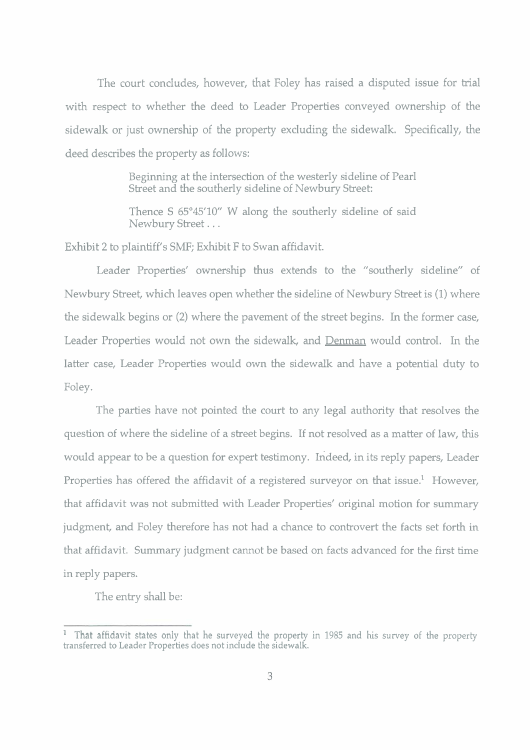The court concludes, however, that Foley has raised a disputed issue for trial with respect to whether the deed to Leader Properties conveyed ownership of the sidewalk or just ownership of the property excluding the sidewalk. Specifically, the deed describes the property as follows:

> Beginning at the intersection of the westerly sideline of Pearl Street and the southerly sideline of Newbury Street:
>
> Thence S 65°45'10" W along the southerly sideline of said Newbury Street . . .

Exhibit 2 to plaintiff's SMF; Exhibit F to Swan affidavit.

Leader Properties' ownership thus extends to the "southerly sideline" of Newbury Street, which leaves open whether the sideline of Newbury Street is (1) where the sidewalk begins or (2) where the pavement of the street begins. In the former case, Leader Properties would not own the sidewalk, and Denman would control. In the latter case, Leader Properties would own the sidewalk and have a potential duty to Foley.

The parties have not pointed the court to any legal authority that resolves the question of where the sideline of a street begins. If not resolved as a matter of law, this would appear to be a question for expert testimony. Indeed, in its reply papers, Leader Properties has offered the affidavit of a registered surveyor on that issue.[1] However, that affidavit was not submitted with Leader Properties' original motion for summary judgment, and Foley therefore has not had a chance to controvert the facts set forth in that affidavit. Summary judgment cannot be based on facts advanced for the first time in reply papers.

The entry shall be:

---

[1] That affidavit states only that he surveyed the property in 1985 and his survey of the property transferred to Leader Properties does not include the sidewalk.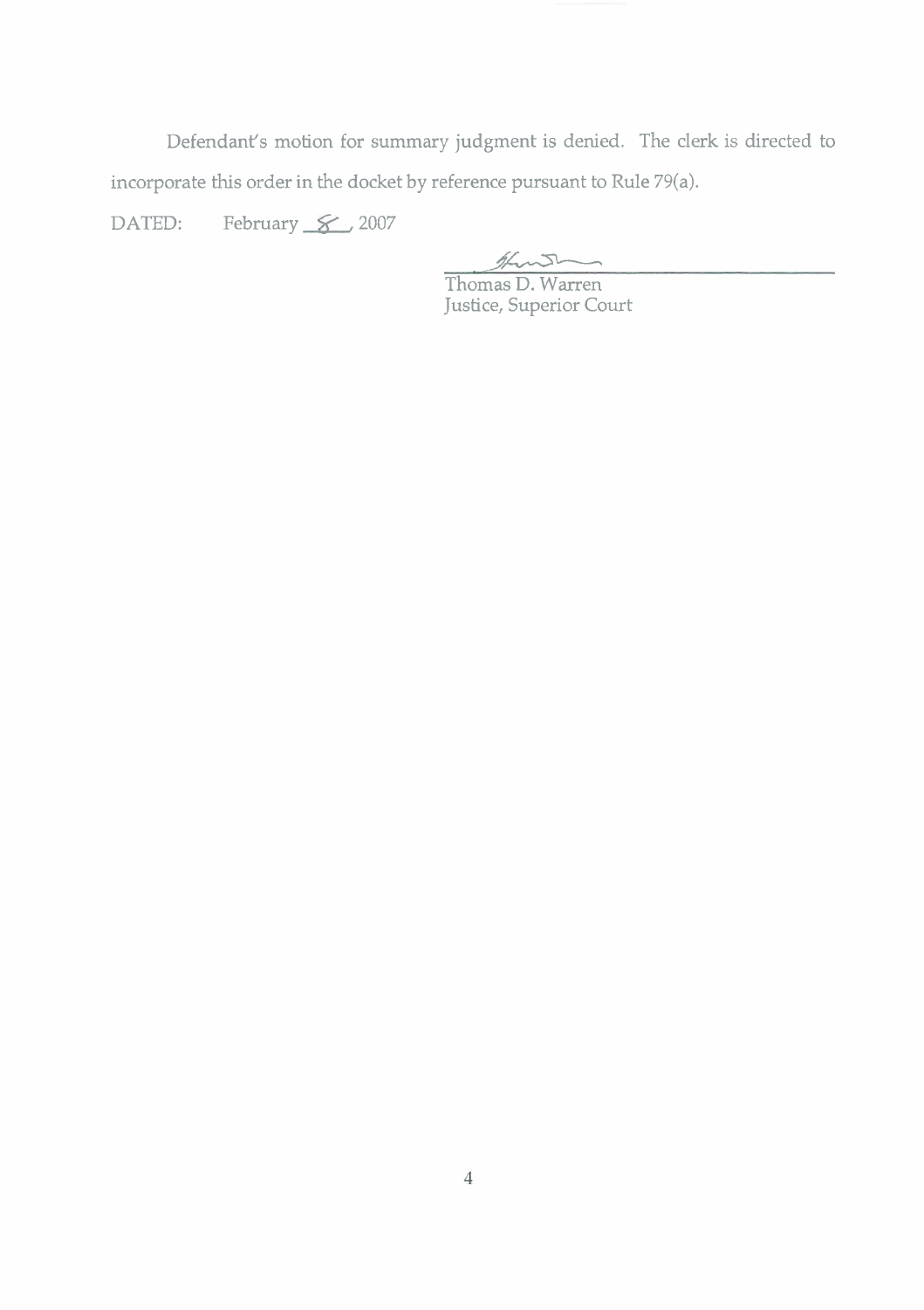Defendant's motion for summary judgment is denied. The clerk is directed to incorporate this order in the docket by reference pursuant to Rule 79(a).

DATED: February _8_, 2007

Thomas D. Warren
Justice, Superior Court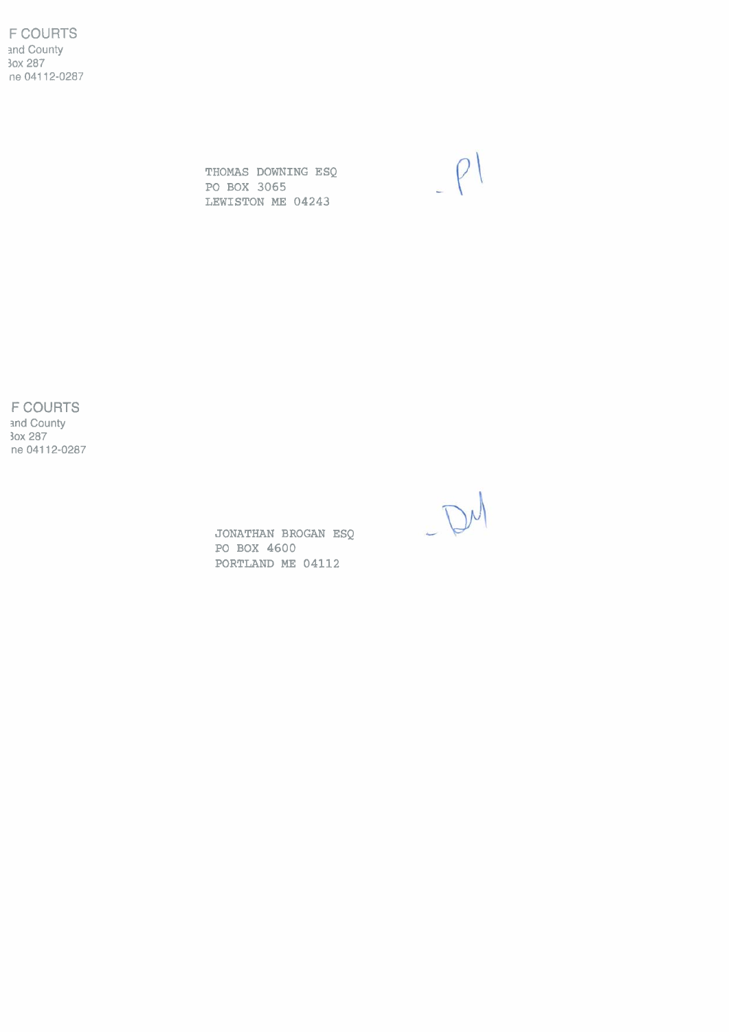F COURTS
and County
Box 287
ne 04112-0287

THOMAS DOWNING ESQ
PO BOX 3065
LEWISTON ME 04243

- Pl

F COURTS
and County
Box 287
ne 04112-0287

JONATHAN BROGAN ESQ
PO BOX 4600
PORTLAND ME 04112

- DM